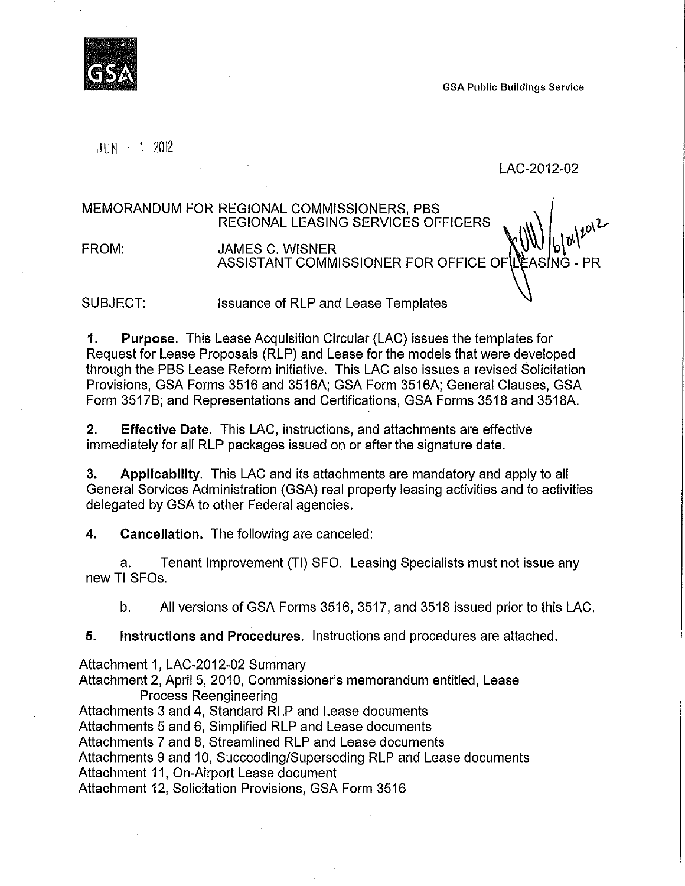GSA

GSA Public Buildings Service

JUN - 1 2012

LAC-2012-02

MEMORANDUM FOR REGIONAL COMMISSIONERS, PBS
REGIONAL LEASING SERVICES OFFICERS

FROM: JAMES C. WISNER
ASSISTANT COMMISSIONER FOR OFFICE OF LEASING - PR

SUBJECT: Issuance of RLP and Lease Templates

1. **Purpose.** This Lease Acquisition Circular (LAC) issues the templates for Request for Lease Proposals (RLP) and Lease for the models that were developed through the PBS Lease Reform initiative. This LAC also issues a revised Solicitation Provisions, GSA Forms 3516 and 3516A; GSA Form 3516A; General Clauses, GSA Form 3517B; and Representations and Certifications, GSA Forms 3518 and 3518A.

2. **Effective Date.** This LAC, instructions, and attachments are effective immediately for all RLP packages issued on or after the signature date.

3. **Applicability.** This LAC and its attachments are mandatory and apply to all General Services Administration (GSA) real property leasing activities and to activities delegated by GSA to other Federal agencies.

4. **Cancellation.** The following are canceled:

   a. Tenant Improvement (TI) SFO. Leasing Specialists must not issue any new TI SFOs.

   b. All versions of GSA Forms 3516, 3517, and 3518 issued prior to this LAC.

5. **Instructions and Procedures.** Instructions and procedures are attached.

Attachment 1, LAC-2012-02 Summary
Attachment 2, April 5, 2010, Commissioner's memorandum entitled, Lease Process Reengineering
Attachments 3 and 4, Standard RLP and Lease documents
Attachments 5 and 6, Simplified RLP and Lease documents
Attachments 7 and 8, Streamlined RLP and Lease documents
Attachments 9 and 10, Succeeding/Superseding RLP and Lease documents
Attachment 11, On-Airport Lease document
Attachment 12, Solicitation Provisions, GSA Form 3516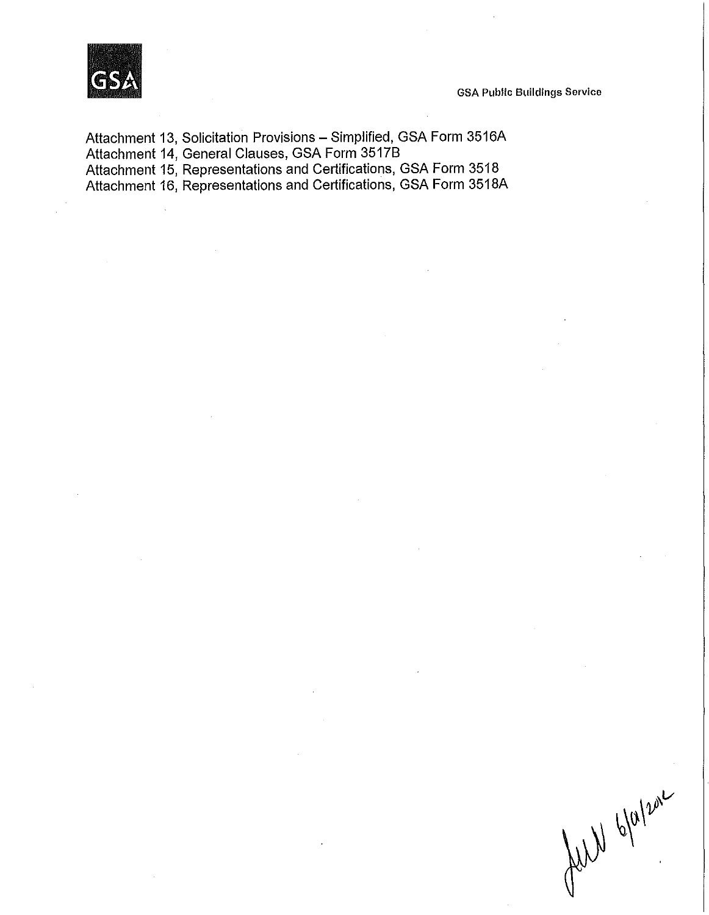Attachment 13, Solicitation Provisions – Simplified, GSA Form 3516A
Attachment 14, General Clauses, GSA Form 3517B
Attachment 15, Representations and Certifications, GSA Form 3518
Attachment 16, Representations and Certifications, GSA Form 3518A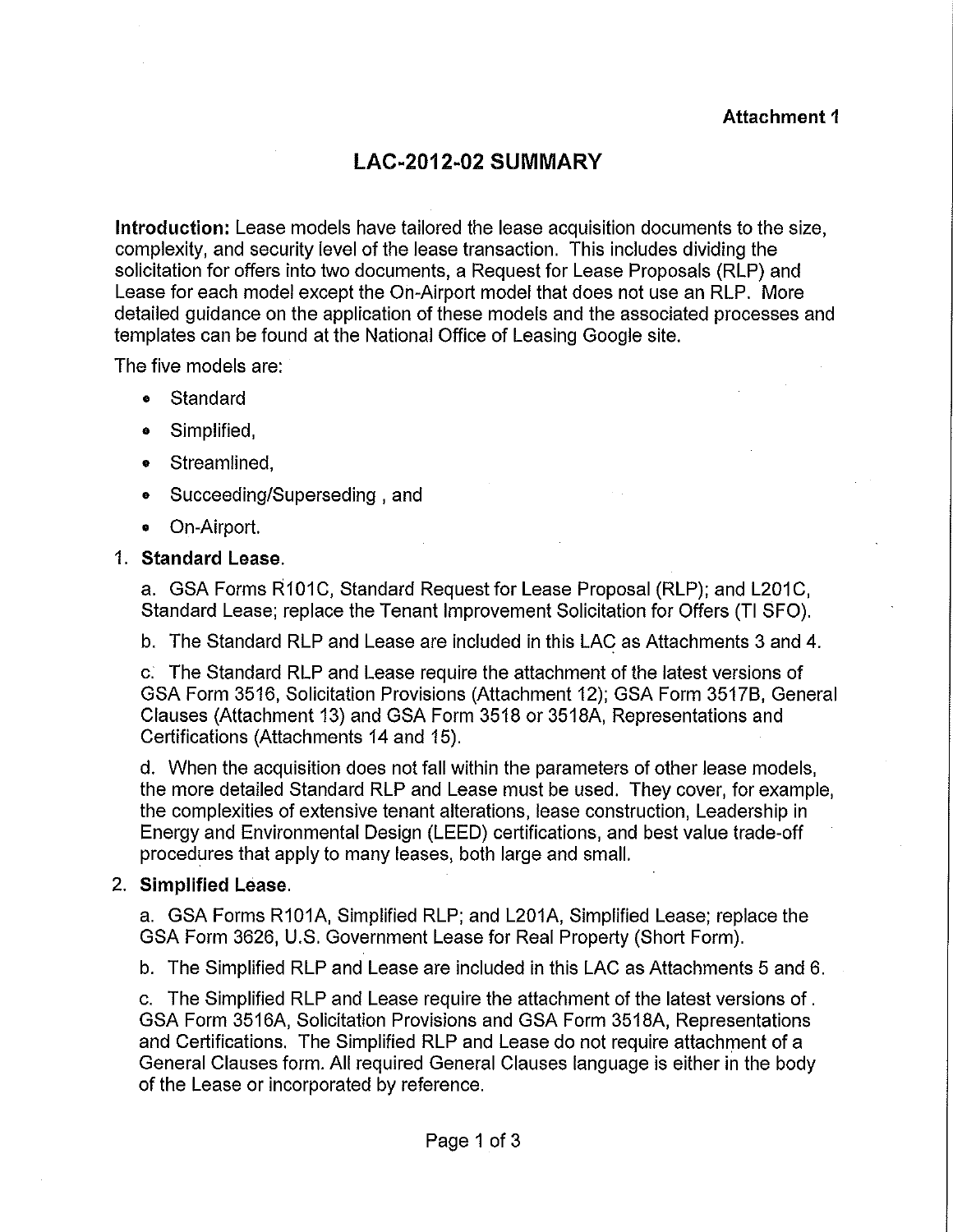**Attachment 1**

# LAC-2012-02 SUMMARY

**Introduction:** Lease models have tailored the lease acquisition documents to the size, complexity, and security level of the lease transaction. This includes dividing the solicitation for offers into two documents, a Request for Lease Proposals (RLP) and Lease for each model except the On-Airport model that does not use an RLP. More detailed guidance on the application of these models and the associated processes and templates can be found at the National Office of Leasing Google site.

The five models are:

- Standard
- Simplified,
- Streamlined,
- Succeeding/Superseding , and
- On-Airport.

1. **Standard Lease.**

   a. GSA Forms R101C, Standard Request for Lease Proposal (RLP); and L201C, Standard Lease; replace the Tenant Improvement Solicitation for Offers (TI SFO).

   b. The Standard RLP and Lease are included in this LAC as Attachments 3 and 4.

   c. The Standard RLP and Lease require the attachment of the latest versions of GSA Form 3516, Solicitation Provisions (Attachment 12); GSA Form 3517B, General Clauses (Attachment 13) and GSA Form 3518 or 3518A, Representations and Certifications (Attachments 14 and 15).

   d. When the acquisition does not fall within the parameters of other lease models, the more detailed Standard RLP and Lease must be used. They cover, for example, the complexities of extensive tenant alterations, lease construction, Leadership in Energy and Environmental Design (LEED) certifications, and best value trade-off procedures that apply to many leases, both large and small.

2. **Simplified Lease.**

   a. GSA Forms R101A, Simplified RLP; and L201A, Simplified Lease; replace the GSA Form 3626, U.S. Government Lease for Real Property (Short Form).

   b. The Simplified RLP and Lease are included in this LAC as Attachments 5 and 6.

   c. The Simplified RLP and Lease require the attachment of the latest versions of . GSA Form 3516A, Solicitation Provisions and GSA Form 3518A, Representations and Certifications. The Simplified RLP and Lease do not require attachment of a General Clauses form. All required General Clauses language is either in the body of the Lease or incorporated by reference.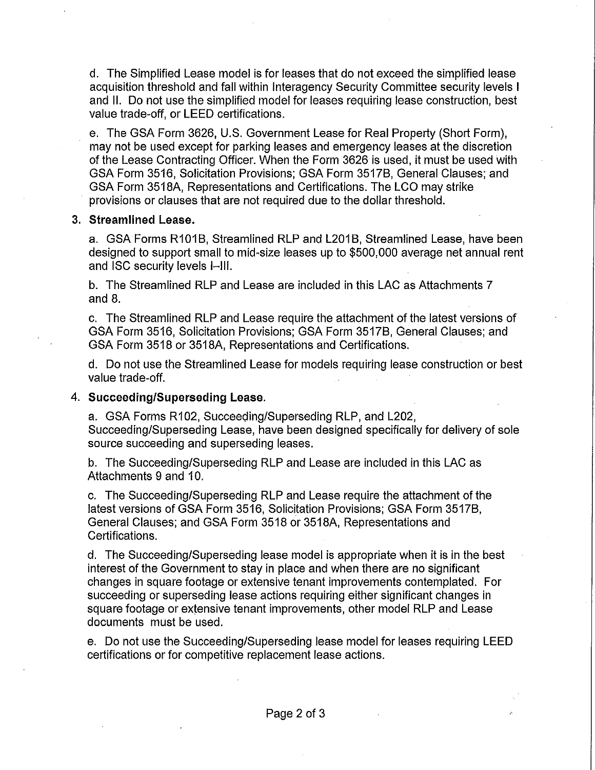d. The Simplified Lease model is for leases that do not exceed the simplified lease acquisition threshold and fall within Interagency Security Committee security levels I and II. Do not use the simplified model for leases requiring lease construction, best value trade-off, or LEED certifications.

e. The GSA Form 3626, U.S. Government Lease for Real Property (Short Form), may not be used except for parking leases and emergency leases at the discretion of the Lease Contracting Officer. When the Form 3626 is used, it must be used with GSA Form 3516, Solicitation Provisions; GSA Form 3517B, General Clauses; and GSA Form 3518A, Representations and Certifications. The LCO may strike provisions or clauses that are not required due to the dollar threshold.

3. **Streamlined Lease.**

   a. GSA Forms R101B, Streamlined RLP and L201B, Streamlined Lease, have been designed to support small to mid-size leases up to $500,000 average net annual rent and ISC security levels I–III.

   b. The Streamlined RLP and Lease are included in this LAC as Attachments 7 and 8.

   c. The Streamlined RLP and Lease require the attachment of the latest versions of GSA Form 3516, Solicitation Provisions; GSA Form 3517B, General Clauses; and GSA Form 3518 or 3518A, Representations and Certifications.

   d. Do not use the Streamlined Lease for models requiring lease construction or best value trade-off.

4. **Succeeding/Superseding Lease.**

   a. GSA Forms R102, Succeeding/Superseding RLP, and L202, Succeeding/Superseding Lease, have been designed specifically for delivery of sole source succeeding and superseding leases.

   b. The Succeeding/Superseding RLP and Lease are included in this LAC as Attachments 9 and 10.

   c. The Succeeding/Superseding RLP and Lease require the attachment of the latest versions of GSA Form 3516, Solicitation Provisions; GSA Form 3517B, General Clauses; and GSA Form 3518 or 3518A, Representations and Certifications.

   d. The Succeeding/Superseding lease model is appropriate when it is in the best interest of the Government to stay in place and when there are no significant changes in square footage or extensive tenant improvements contemplated. For succeeding or superseding lease actions requiring either significant changes in square footage or extensive tenant improvements, other model RLP and Lease documents must be used.

   e. Do not use the Succeeding/Superseding lease model for leases requiring LEED certifications or for competitive replacement lease actions.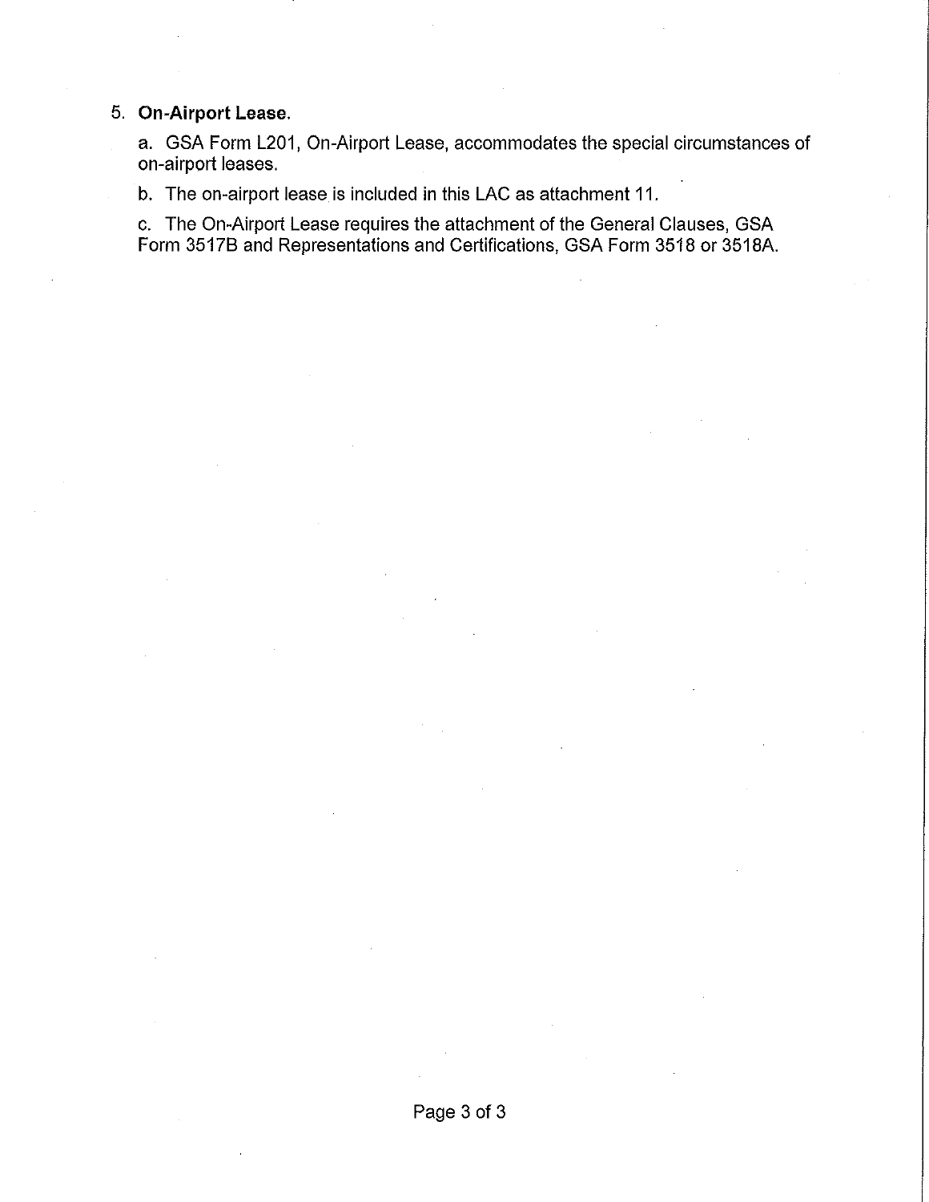5. **On-Airport Lease.**

   a. GSA Form L201, On-Airport Lease, accommodates the special circumstances of on-airport leases.

   b. The on-airport lease is included in this LAC as attachment 11.

   c. The On-Airport Lease requires the attachment of the General Clauses, GSA Form 3517B and Representations and Certifications, GSA Form 3518 or 3518A.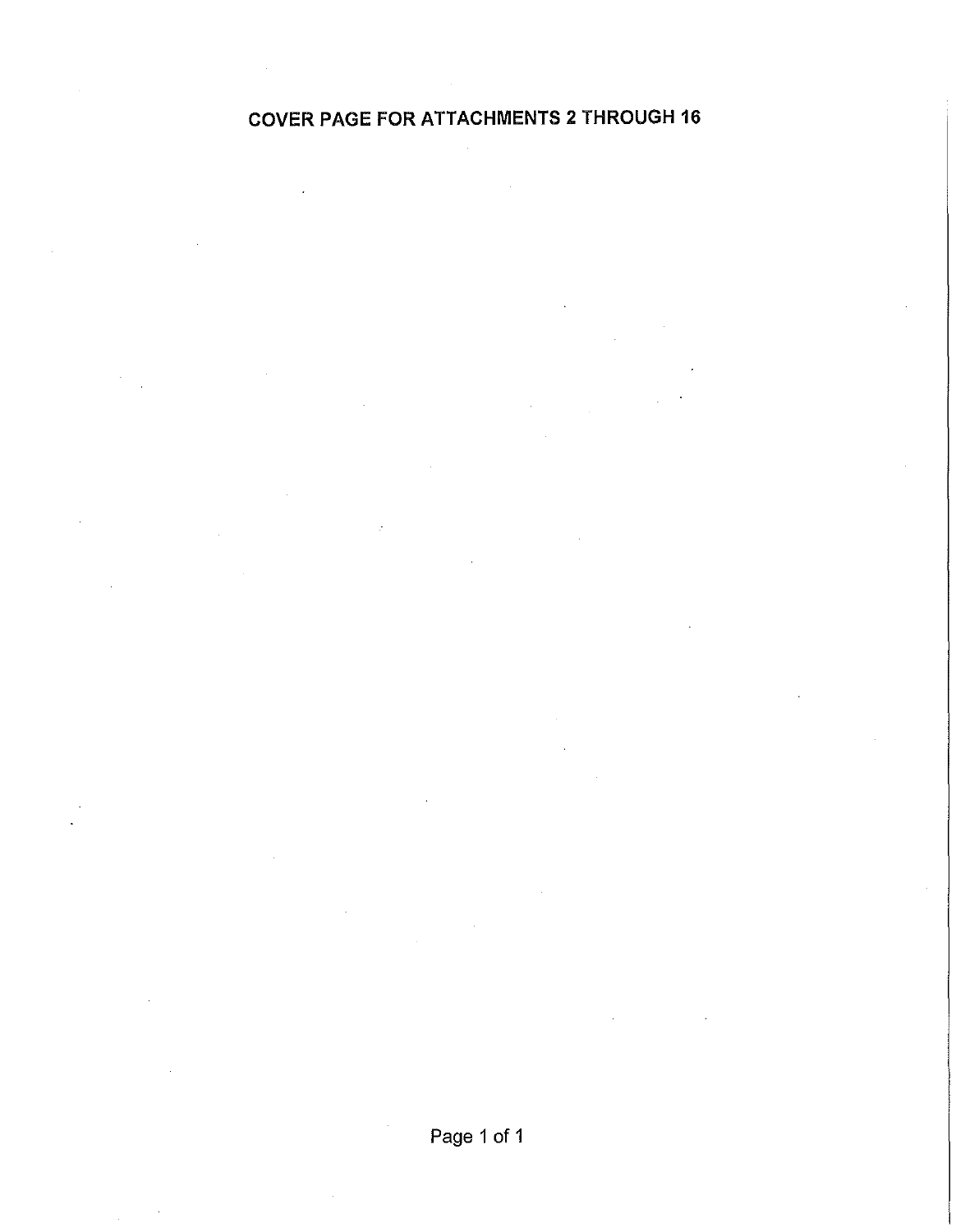# COVER PAGE FOR ATTACHMENTS 2 THROUGH 16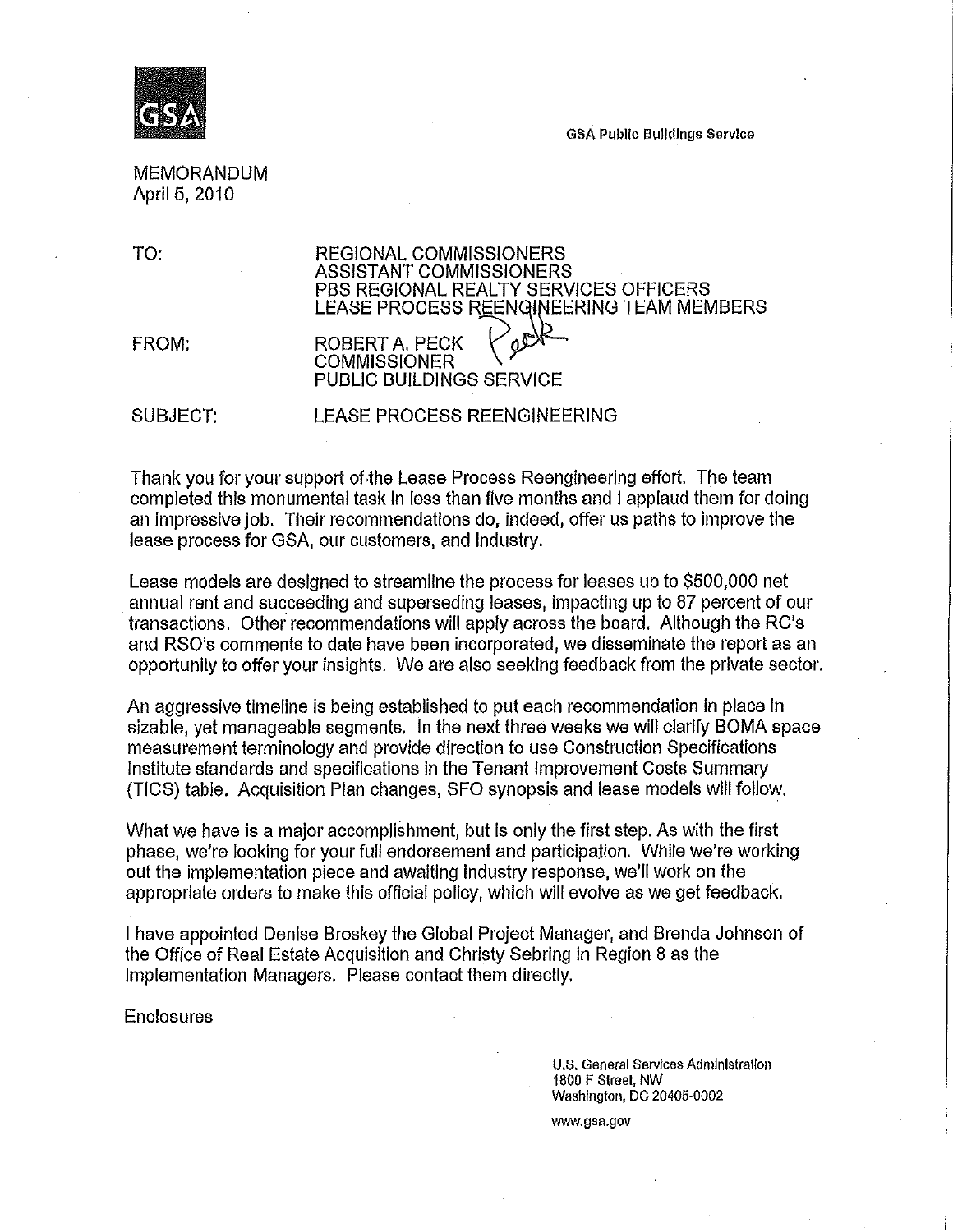GSA

GSA Public Buildings Service

MEMORANDUM
April 5, 2010

| | |
|---|---|
| TO: | REGIONAL COMMISSIONERS<br>ASSISTANT COMMISSIONERS<br>PBS REGIONAL REALTY SERVICES OFFICERS<br>LEASE PROCESS REENGINEERING TEAM MEMBERS |
| FROM: | ROBERT A. PECK<br>COMMISSIONER<br>PUBLIC BUILDINGS SERVICE |
| SUBJECT: | LEASE PROCESS REENGINEERING |

Thank you for your support of the Lease Process Reengineering effort. The team completed this monumental task in less than five months and I applaud them for doing an impressive job. Their recommendations do, indeed, offer us paths to improve the lease process for GSA, our customers, and industry.

Lease models are designed to streamline the process for leases up to $500,000 net annual rent and succeeding and superseding leases, impacting up to 87 percent of our transactions. Other recommendations will apply across the board. Although the RC's and RSO's comments to date have been incorporated, we disseminate the report as an opportunity to offer your insights. We are also seeking feedback from the private sector.

An aggressive timeline is being established to put each recommendation in place in sizable, yet manageable segments. In the next three weeks we will clarify BOMA space measurement terminology and provide direction to use Construction Specifications Institute standards and specifications in the Tenant Improvement Costs Summary (TICS) table. Acquisition Plan changes, SFO synopsis and lease models will follow.

What we have is a major accomplishment, but is only the first step. As with the first phase, we're looking for your full endorsement and participation. While we're working out the implementation piece and awaiting industry response, we'll work on the appropriate orders to make this official policy, which will evolve as we get feedback.

I have appointed Denise Broskey the Global Project Manager, and Brenda Johnson of the Office of Real Estate Acquisition and Christy Sebring in Region 8 as the Implementation Managers. Please contact them directly.

Enclosures

U.S. General Services Administration
1800 F Street, NW
Washington, DC 20405-0002

www.gsa.gov